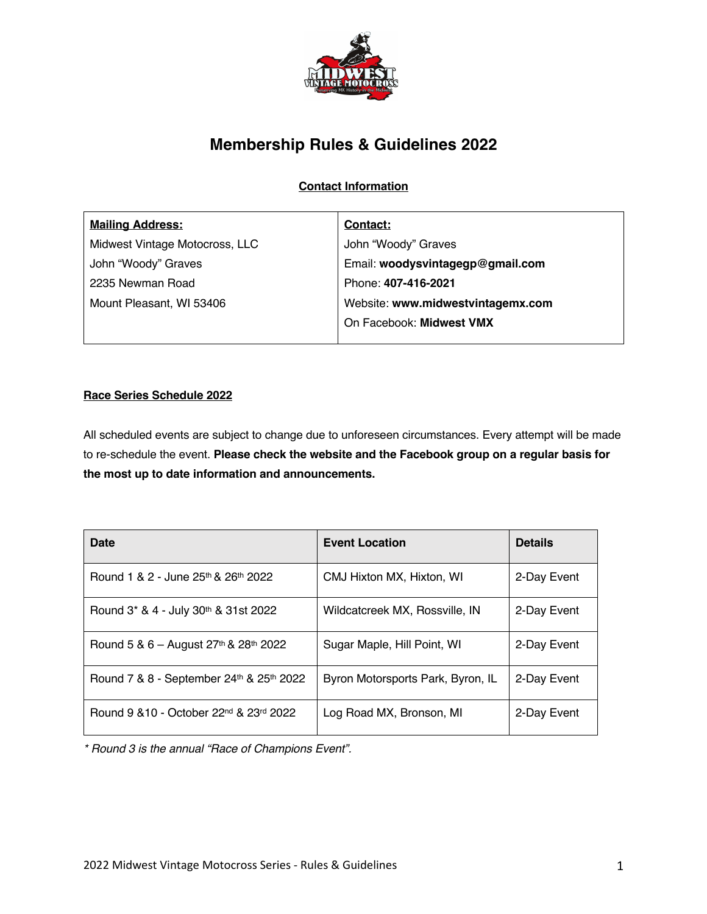# Membership Rules & Guidelines 2022

## Contact Information

| **Mailing Address:** | **Contact:** |
|---|---|
| Midwest Vintage Motocross, LLC | John "Woody" Graves |
| John "Woody" Graves | Email: **woodysvintagegp@gmail.com** |
| 2235 Newman Road | Phone: **407-416-2021** |
| Mount Pleasant, WI 53406 | Website: **www.midwestvintagemx.com** |
| | On Facebook: **Midwest VMX** |

## Race Series Schedule 2022

All scheduled events are subject to change due to unforeseen circumstances. Every attempt will be made to re-schedule the event. **Please check the website and the Facebook group on a regular basis for the most up to date information and announcements.**

| Date | Event Location | Details |
|---|---|---|
| Round 1 & 2 - June 25th & 26th 2022 | CMJ Hixton MX, Hixton, WI | 2-Day Event |
| Round 3* & 4 - July 30th & 31st 2022 | Wildcatcreek MX, Rossville, IN | 2-Day Event |
| Round 5 & 6 – August 27th & 28th 2022 | Sugar Maple, Hill Point, WI | 2-Day Event |
| Round 7 & 8 - September 24th & 25th 2022 | Byron Motorsports Park, Byron, IL | 2-Day Event |
| Round 9 &10 - October 22nd & 23rd 2022 | Log Road MX, Bronson, MI | 2-Day Event |

*\* Round 3 is the annual "Race of Champions Event".*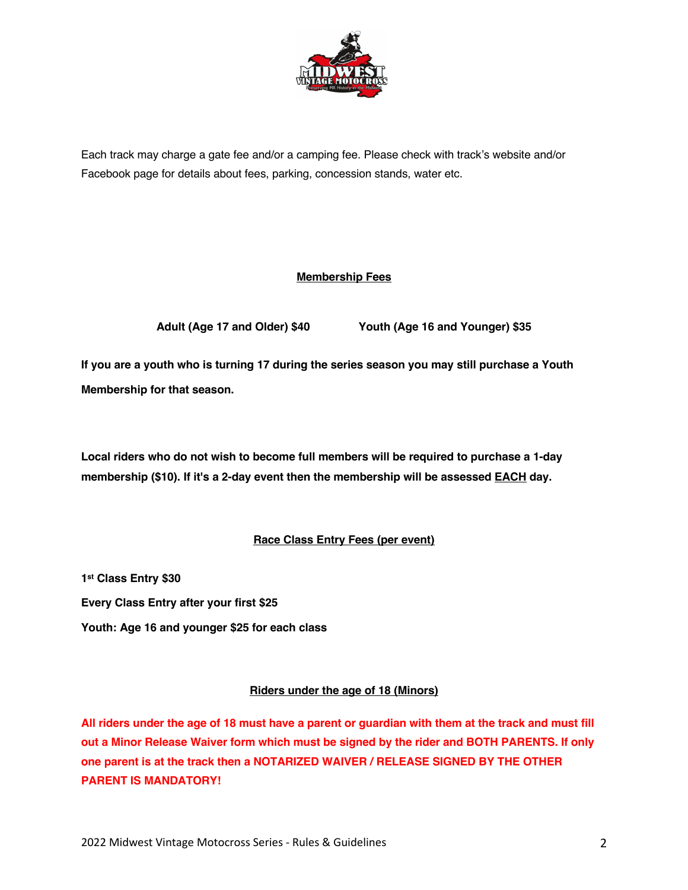Each track may charge a gate fee and/or a camping fee. Please check with track's website and/or Facebook page for details about fees, parking, concession stands, water etc.

## Membership Fees

**Adult (Age 17 and Older) $40** **Youth (Age 16 and Younger) $35**

**If you are a youth who is turning 17 during the series season you may still purchase a Youth Membership for that season.**

**Local riders who do not wish to become full members will be required to purchase a 1-day membership ($10). If it's a 2-day event then the membership will be assessed EACH day.**

## Race Class Entry Fees (per event)

**1st Class Entry $30**

**Every Class Entry after your first $25**

**Youth: Age 16 and younger $25 for each class**

## Riders under the age of 18 (Minors)

**All riders under the age of 18 must have a parent or guardian with them at the track and must fill out a Minor Release Waiver form which must be signed by the rider and BOTH PARENTS. If only one parent is at the track then a NOTARIZED WAIVER / RELEASE SIGNED BY THE OTHER PARENT IS MANDATORY!**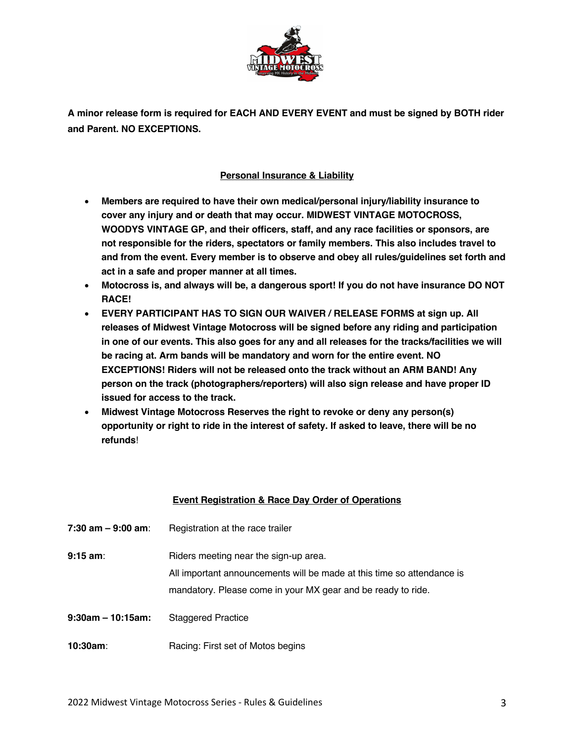**A minor release form is required for EACH AND EVERY EVENT and must be signed by BOTH rider and Parent. NO EXCEPTIONS.**

## Personal Insurance & Liability

- **Members are required to have their own medical/personal injury/liability insurance to cover any injury and or death that may occur. MIDWEST VINTAGE MOTOCROSS, WOODYS VINTAGE GP, and their officers, staff, and any race facilities or sponsors, are not responsible for the riders, spectators or family members. This also includes travel to and from the event. Every member is to observe and obey all rules/guidelines set forth and act in a safe and proper manner at all times.**
- **Motocross is, and always will be, a dangerous sport! If you do not have insurance DO NOT RACE!**
- **EVERY PARTICIPANT HAS TO SIGN OUR WAIVER / RELEASE FORMS at sign up. All releases of Midwest Vintage Motocross will be signed before any riding and participation in one of our events. This also goes for any and all releases for the tracks/facilities we will be racing at. Arm bands will be mandatory and worn for the entire event. NO EXCEPTIONS! Riders will not be released onto the track without an ARM BAND! Any person on the track (photographers/reporters) will also sign release and have proper ID issued for access to the track.**
- **Midwest Vintage Motocross Reserves the right to revoke or deny any person(s) opportunity or right to ride in the interest of safety. If asked to leave, there will be no refunds**!

## Event Registration & Race Day Order of Operations

**7:30 am – 9:00 am**: Registration at the race trailer

**9:15 am**: Riders meeting near the sign-up area.
All important announcements will be made at this time so attendance is mandatory. Please come in your MX gear and be ready to ride.

**9:30am – 10:15am:** Staggered Practice

**10:30am**: Racing: First set of Motos begins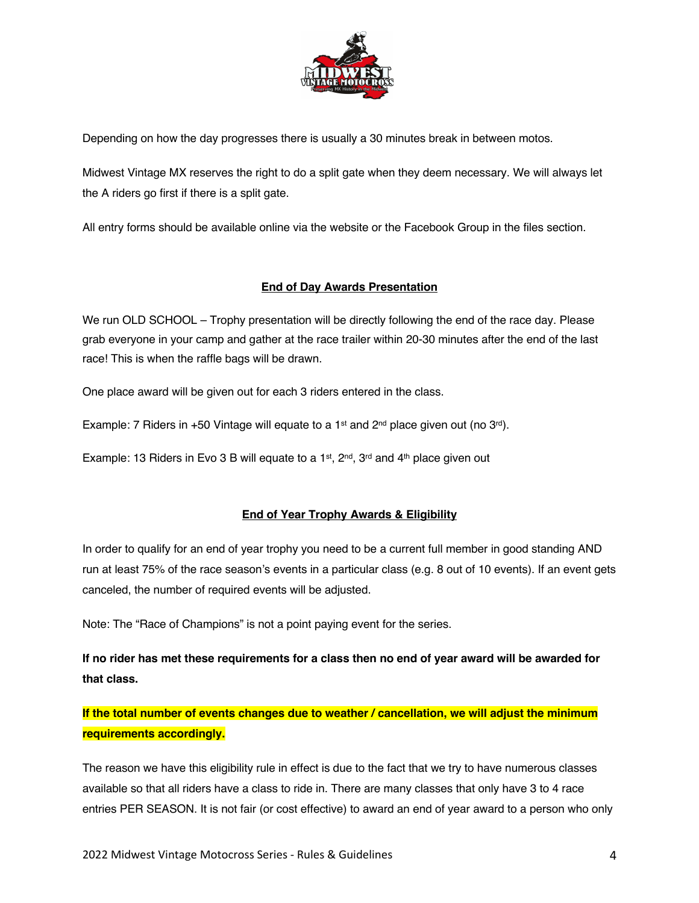Depending on how the day progresses there is usually a 30 minutes break in between motos.

Midwest Vintage MX reserves the right to do a split gate when they deem necessary. We will always let the A riders go first if there is a split gate.

All entry forms should be available online via the website or the Facebook Group in the files section.

## End of Day Awards Presentation

We run OLD SCHOOL – Trophy presentation will be directly following the end of the race day. Please grab everyone in your camp and gather at the race trailer within 20-30 minutes after the end of the last race! This is when the raffle bags will be drawn.

One place award will be given out for each 3 riders entered in the class.

Example: 7 Riders in +50 Vintage will equate to a 1st and 2nd place given out (no 3rd).

Example: 13 Riders in Evo 3 B will equate to a 1st, 2nd, 3rd and 4th place given out

## End of Year Trophy Awards & Eligibility

In order to qualify for an end of year trophy you need to be a current full member in good standing AND run at least 75% of the race season's events in a particular class (e.g. 8 out of 10 events). If an event gets canceled, the number of required events will be adjusted.

Note: The "Race of Champions" is not a point paying event for the series.

**If no rider has met these requirements for a class then no end of year award will be awarded for that class.**

**If the total number of events changes due to weather / cancellation, we will adjust the minimum requirements accordingly.**

The reason we have this eligibility rule in effect is due to the fact that we try to have numerous classes available so that all riders have a class to ride in. There are many classes that only have 3 to 4 race entries PER SEASON. It is not fair (or cost effective) to award an end of year award to a person who only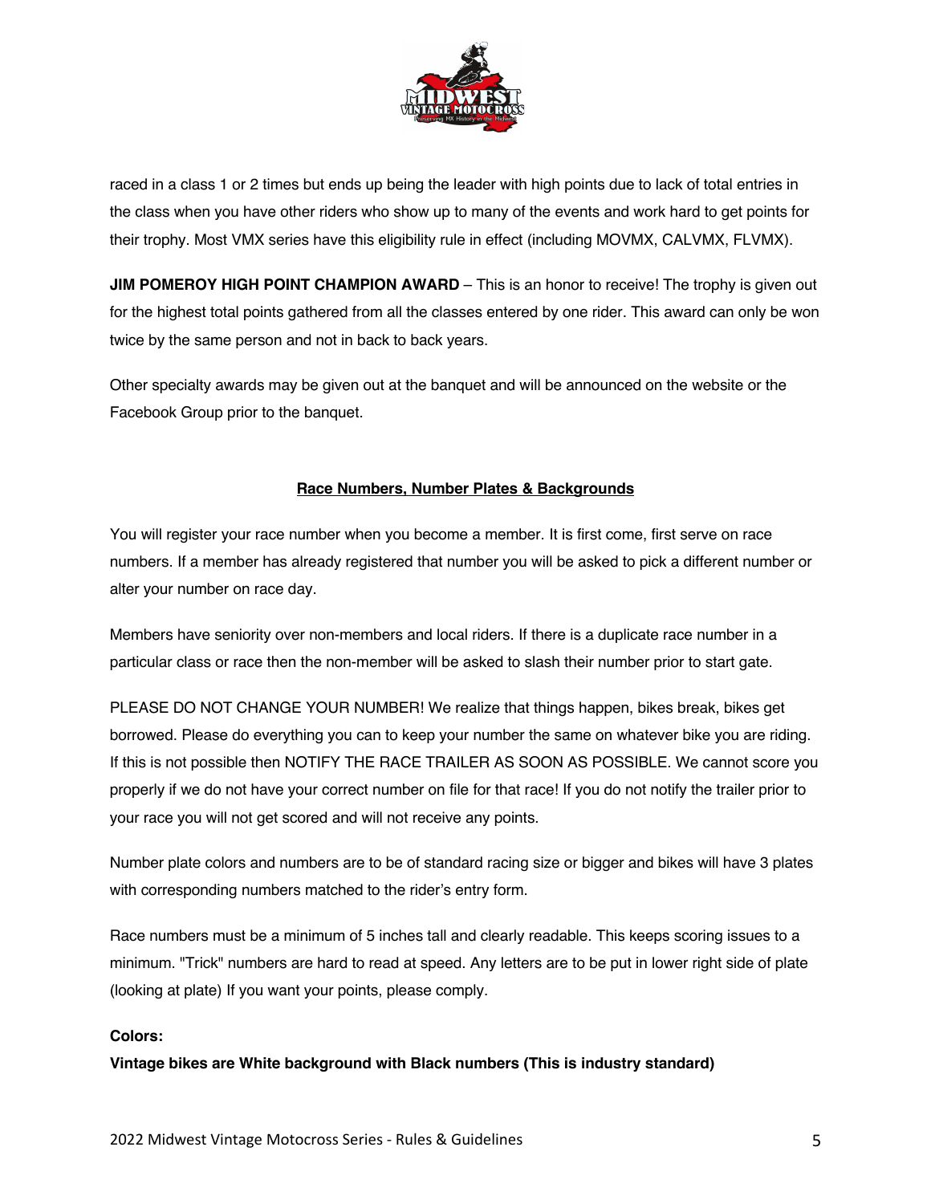raced in a class 1 or 2 times but ends up being the leader with high points due to lack of total entries in the class when you have other riders who show up to many of the events and work hard to get points for their trophy. Most VMX series have this eligibility rule in effect (including MOVMX, CALVMX, FLVMX).

**JIM POMEROY HIGH POINT CHAMPION AWARD** – This is an honor to receive! The trophy is given out for the highest total points gathered from all the classes entered by one rider. This award can only be won twice by the same person and not in back to back years.

Other specialty awards may be given out at the banquet and will be announced on the website or the Facebook Group prior to the banquet.

## Race Numbers, Number Plates & Backgrounds

You will register your race number when you become a member. It is first come, first serve on race numbers. If a member has already registered that number you will be asked to pick a different number or alter your number on race day.

Members have seniority over non-members and local riders. If there is a duplicate race number in a particular class or race then the non-member will be asked to slash their number prior to start gate.

PLEASE DO NOT CHANGE YOUR NUMBER! We realize that things happen, bikes break, bikes get borrowed. Please do everything you can to keep your number the same on whatever bike you are riding. If this is not possible then NOTIFY THE RACE TRAILER AS SOON AS POSSIBLE. We cannot score you properly if we do not have your correct number on file for that race! If you do not notify the trailer prior to your race you will not get scored and will not receive any points.

Number plate colors and numbers are to be of standard racing size or bigger and bikes will have 3 plates with corresponding numbers matched to the rider's entry form.

Race numbers must be a minimum of 5 inches tall and clearly readable. This keeps scoring issues to a minimum. "Trick" numbers are hard to read at speed. Any letters are to be put in lower right side of plate (looking at plate) If you want your points, please comply.

**Colors:**

**Vintage bikes are White background with Black numbers (This is industry standard)**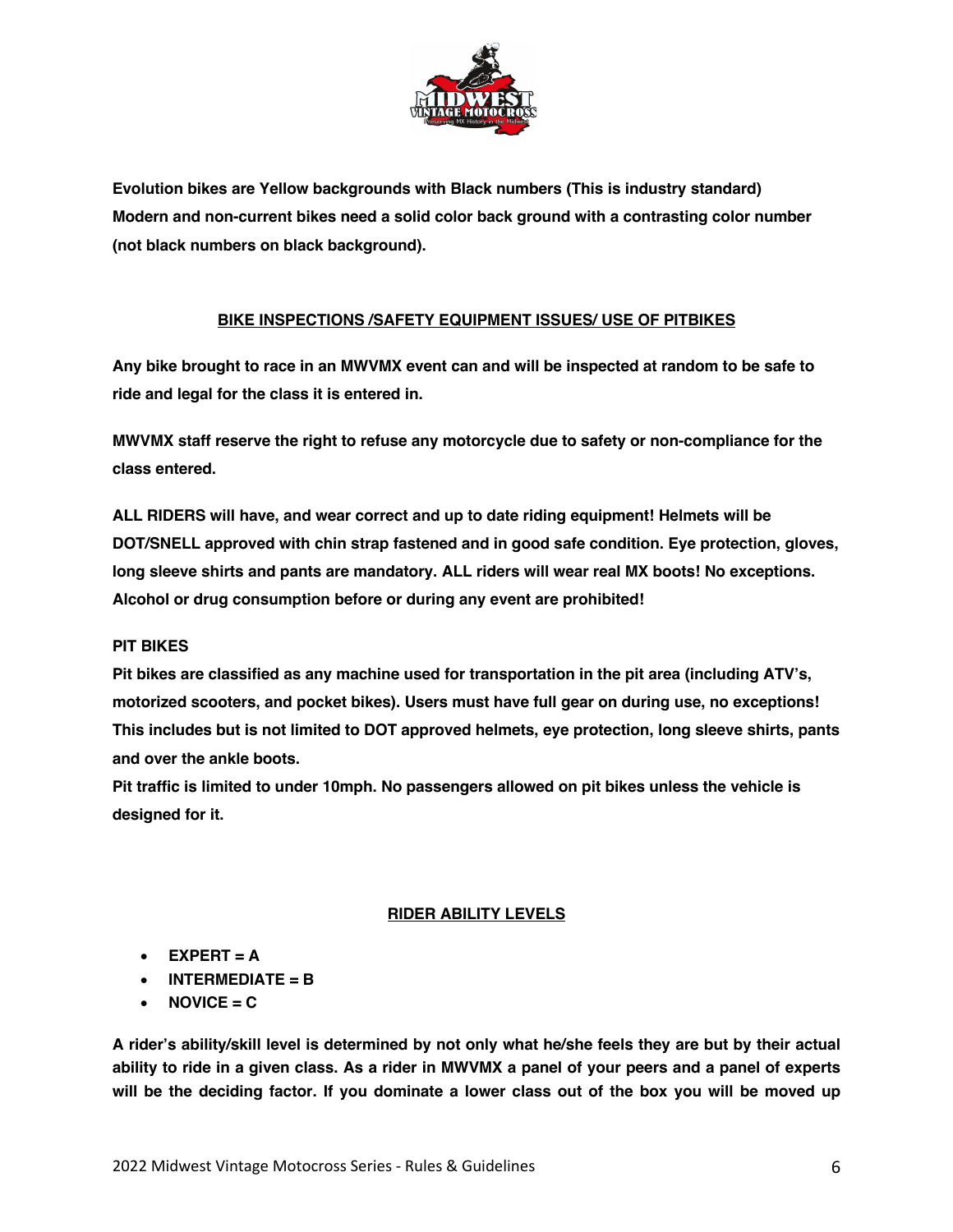**Evolution bikes are Yellow backgrounds with Black numbers (This is industry standard)**
**Modern and non-current bikes need a solid color back ground with a contrasting color number (not black numbers on black background).**

## BIKE INSPECTIONS /SAFETY EQUIPMENT ISSUES/ USE OF PITBIKES

**Any bike brought to race in an MWVMX event can and will be inspected at random to be safe to ride and legal for the class it is entered in.**

**MWVMX staff reserve the right to refuse any motorcycle due to safety or non-compliance for the class entered.**

**ALL RIDERS will have, and wear correct and up to date riding equipment! Helmets will be DOT/SNELL approved with chin strap fastened and in good safe condition. Eye protection, gloves, long sleeve shirts and pants are mandatory. ALL riders will wear real MX boots! No exceptions. Alcohol or drug consumption before or during any event are prohibited!**

### PIT BIKES

**Pit bikes are classified as any machine used for transportation in the pit area (including ATV's, motorized scooters, and pocket bikes). Users must have full gear on during use, no exceptions! This includes but is not limited to DOT approved helmets, eye protection, long sleeve shirts, pants and over the ankle boots.**
**Pit traffic is limited to under 10mph. No passengers allowed on pit bikes unless the vehicle is designed for it.**

## RIDER ABILITY LEVELS

- **EXPERT = A**
- **INTERMEDIATE = B**
- **NOVICE = C**

**A rider's ability/skill level is determined by not only what he/she feels they are but by their actual ability to ride in a given class. As a rider in MWVMX a panel of your peers and a panel of experts will be the deciding factor. If you dominate a lower class out of the box you will be moved up**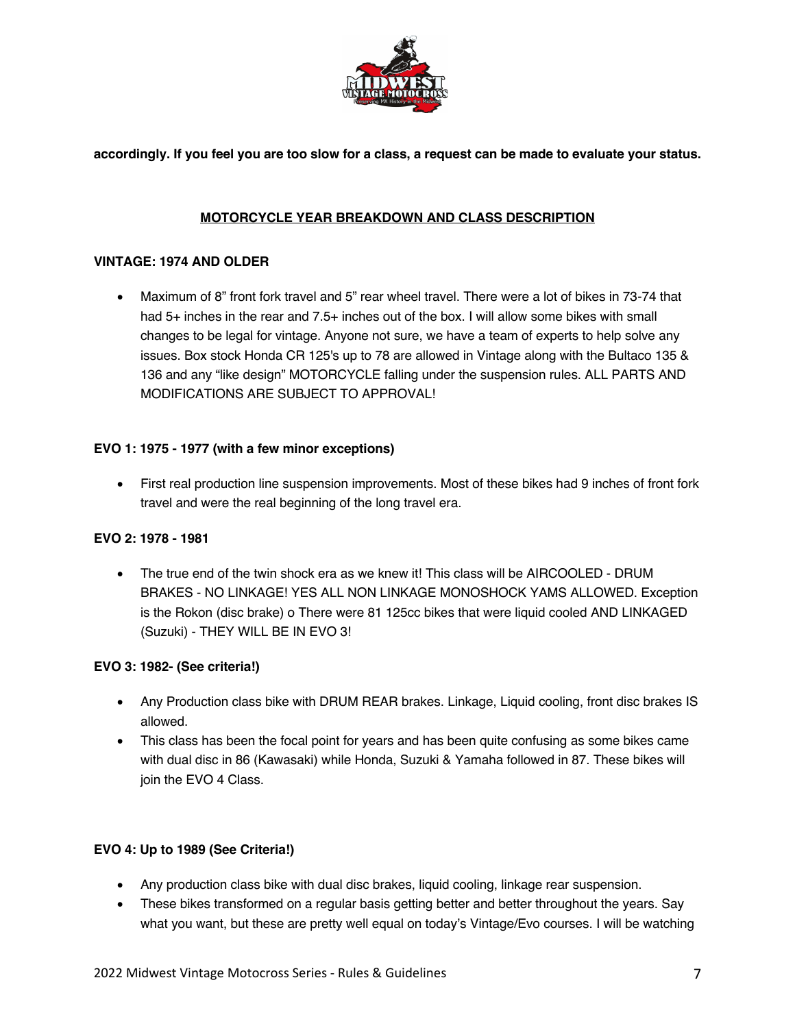**accordingly. If you feel you are too slow for a class, a request can be made to evaluate your status.**

## MOTORCYCLE YEAR BREAKDOWN AND CLASS DESCRIPTION

### VINTAGE: 1974 AND OLDER

- Maximum of 8" front fork travel and 5" rear wheel travel. There were a lot of bikes in 73-74 that had 5+ inches in the rear and 7.5+ inches out of the box. I will allow some bikes with small changes to be legal for vintage. Anyone not sure, we have a team of experts to help solve any issues. Box stock Honda CR 125's up to 78 are allowed in Vintage along with the Bultaco 135 & 136 and any "like design" MOTORCYCLE falling under the suspension rules. ALL PARTS AND MODIFICATIONS ARE SUBJECT TO APPROVAL!

### EVO 1: 1975 - 1977 (with a few minor exceptions)

- First real production line suspension improvements. Most of these bikes had 9 inches of front fork travel and were the real beginning of the long travel era.

### EVO 2: 1978 - 1981

- The true end of the twin shock era as we knew it! This class will be AIRCOOLED - DRUM BRAKES - NO LINKAGE! YES ALL NON LINKAGE MONOSHOCK YAMS ALLOWED. Exception is the Rokon (disc brake) o There were 81 125cc bikes that were liquid cooled AND LINKAGED (Suzuki) - THEY WILL BE IN EVO 3!

### EVO 3: 1982- (See criteria!)

- Any Production class bike with DRUM REAR brakes. Linkage, Liquid cooling, front disc brakes IS allowed.
- This class has been the focal point for years and has been quite confusing as some bikes came with dual disc in 86 (Kawasaki) while Honda, Suzuki & Yamaha followed in 87. These bikes will join the EVO 4 Class.

### EVO 4: Up to 1989 (See Criteria!)

- Any production class bike with dual disc brakes, liquid cooling, linkage rear suspension.
- These bikes transformed on a regular basis getting better and better throughout the years. Say what you want, but these are pretty well equal on today's Vintage/Evo courses. I will be watching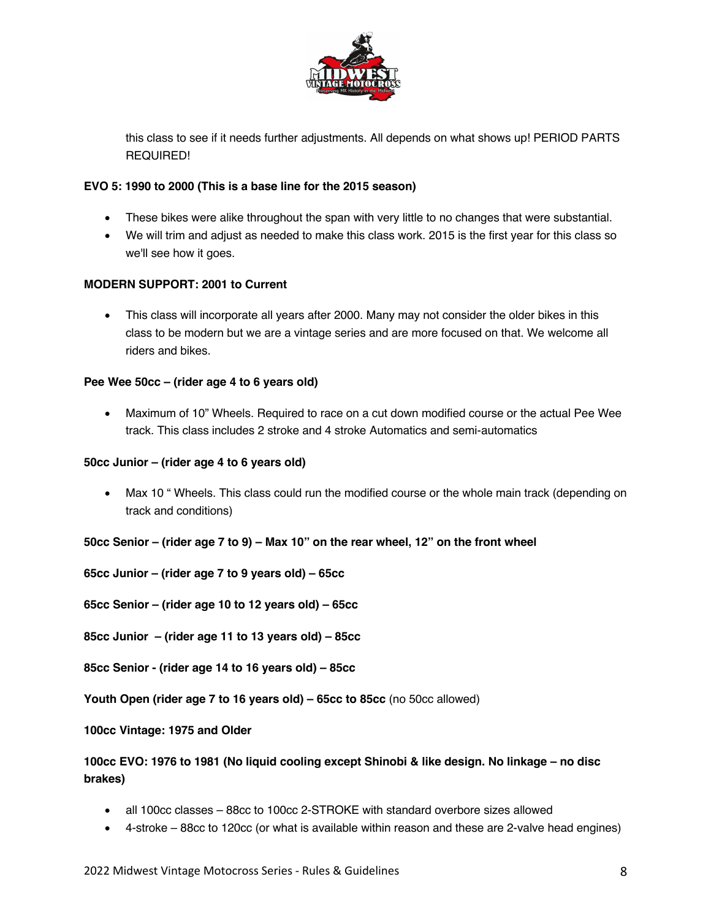this class to see if it needs further adjustments. All depends on what shows up! PERIOD PARTS REQUIRED!

**EVO 5: 1990 to 2000 (This is a base line for the 2015 season)**

- These bikes were alike throughout the span with very little to no changes that were substantial.
- We will trim and adjust as needed to make this class work. 2015 is the first year for this class so we'll see how it goes.

**MODERN SUPPORT: 2001 to Current**

- This class will incorporate all years after 2000. Many may not consider the older bikes in this class to be modern but we are a vintage series and are more focused on that. We welcome all riders and bikes.

**Pee Wee 50cc – (rider age 4 to 6 years old)**

- Maximum of 10" Wheels. Required to race on a cut down modified course or the actual Pee Wee track. This class includes 2 stroke and 4 stroke Automatics and semi-automatics

**50cc Junior – (rider age 4 to 6 years old)**

- Max 10 " Wheels. This class could run the modified course or the whole main track (depending on track and conditions)

**50cc Senior – (rider age 7 to 9) – Max 10" on the rear wheel, 12" on the front wheel**

**65cc Junior – (rider age 7 to 9 years old) – 65cc**

**65cc Senior – (rider age 10 to 12 years old) – 65cc**

**85cc Junior – (rider age 11 to 13 years old) – 85cc**

**85cc Senior - (rider age 14 to 16 years old) – 85cc**

**Youth Open (rider age 7 to 16 years old) – 65cc to 85cc** (no 50cc allowed)

**100cc Vintage: 1975 and Older**

**100cc EVO: 1976 to 1981 (No liquid cooling except Shinobi & like design. No linkage – no disc brakes)**

- all 100cc classes – 88cc to 100cc 2-STROKE with standard overbore sizes allowed
- 4-stroke – 88cc to 120cc (or what is available within reason and these are 2-valve head engines)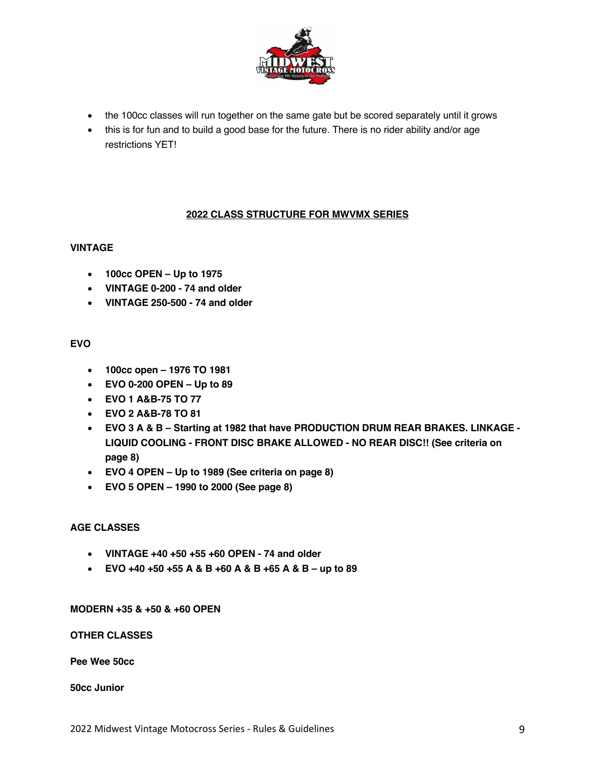- the 100cc classes will run together on the same gate but be scored separately until it grows
- this is for fun and to build a good base for the future. There is no rider ability and/or age restrictions YET!

## 2022 CLASS STRUCTURE FOR MWVMX SERIES

**VINTAGE**

- **100cc OPEN – Up to 1975**
- **VINTAGE 0-200 - 74 and older**
- **VINTAGE 250-500 - 74 and older**

**EVO**

- **100cc open – 1976 TO 1981**
- **EVO 0-200 OPEN – Up to 89**
- **EVO 1 A&B-75 TO 77**
- **EVO 2 A&B-78 TO 81**
- **EVO 3 A & B – Starting at 1982 that have PRODUCTION DRUM REAR BRAKES. LINKAGE - LIQUID COOLING - FRONT DISC BRAKE ALLOWED - NO REAR DISC!! (See criteria on page 8)**
- **EVO 4 OPEN – Up to 1989 (See criteria on page 8)**
- **EVO 5 OPEN – 1990 to 2000 (See page 8)**

**AGE CLASSES**

- **VINTAGE +40 +50 +55 +60 OPEN - 74 and older**
- **EVO +40 +50 +55 A & B +60 A & B +65 A & B – up to 89**

**MODERN +35 & +50 & +60 OPEN**

**OTHER CLASSES**

**Pee Wee 50cc**

**50cc Junior**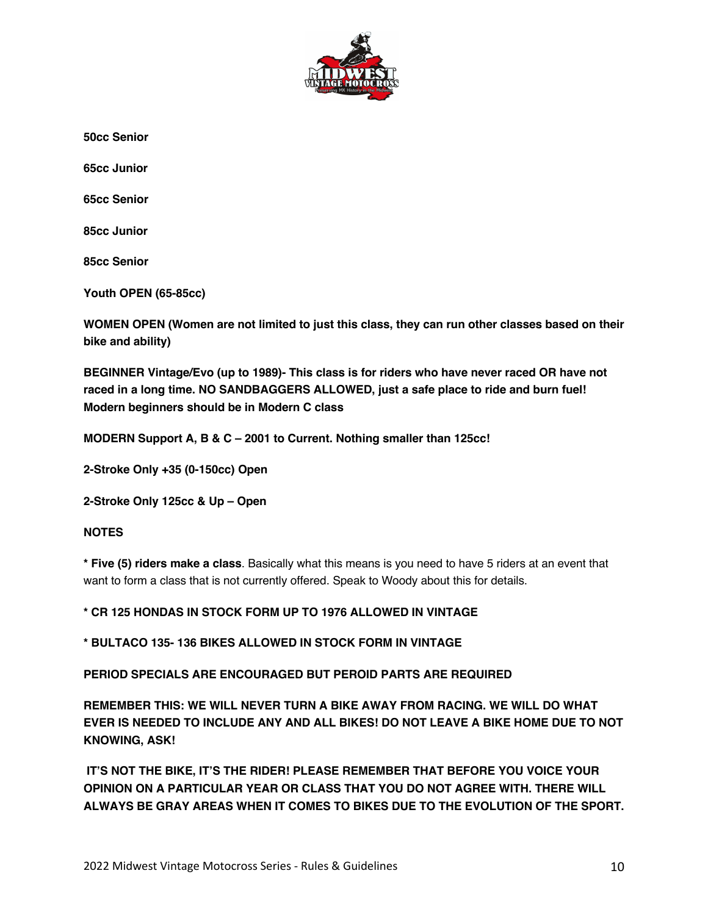**50cc Senior**

**65cc Junior**

**65cc Senior**

**85cc Junior**

**85cc Senior**

**Youth OPEN (65-85cc)**

**WOMEN OPEN (Women are not limited to just this class, they can run other classes based on their bike and ability)**

**BEGINNER Vintage/Evo (up to 1989)- This class is for riders who have never raced OR have not raced in a long time. NO SANDBAGGERS ALLOWED, just a safe place to ride and burn fuel! Modern beginners should be in Modern C class**

**MODERN Support A, B & C – 2001 to Current. Nothing smaller than 125cc!**

**2-Stroke Only +35 (0-150cc) Open**

**2-Stroke Only 125cc & Up – Open**

**NOTES**

**\* Five (5) riders make a class**. Basically what this means is you need to have 5 riders at an event that want to form a class that is not currently offered. Speak to Woody about this for details.

**\* CR 125 HONDAS IN STOCK FORM UP TO 1976 ALLOWED IN VINTAGE**

**\* BULTACO 135- 136 BIKES ALLOWED IN STOCK FORM IN VINTAGE**

**PERIOD SPECIALS ARE ENCOURAGED BUT PEROID PARTS ARE REQUIRED**

**REMEMBER THIS: WE WILL NEVER TURN A BIKE AWAY FROM RACING. WE WILL DO WHAT EVER IS NEEDED TO INCLUDE ANY AND ALL BIKES! DO NOT LEAVE A BIKE HOME DUE TO NOT KNOWING, ASK!**

**IT'S NOT THE BIKE, IT'S THE RIDER! PLEASE REMEMBER THAT BEFORE YOU VOICE YOUR OPINION ON A PARTICULAR YEAR OR CLASS THAT YOU DO NOT AGREE WITH. THERE WILL ALWAYS BE GRAY AREAS WHEN IT COMES TO BIKES DUE TO THE EVOLUTION OF THE SPORT.**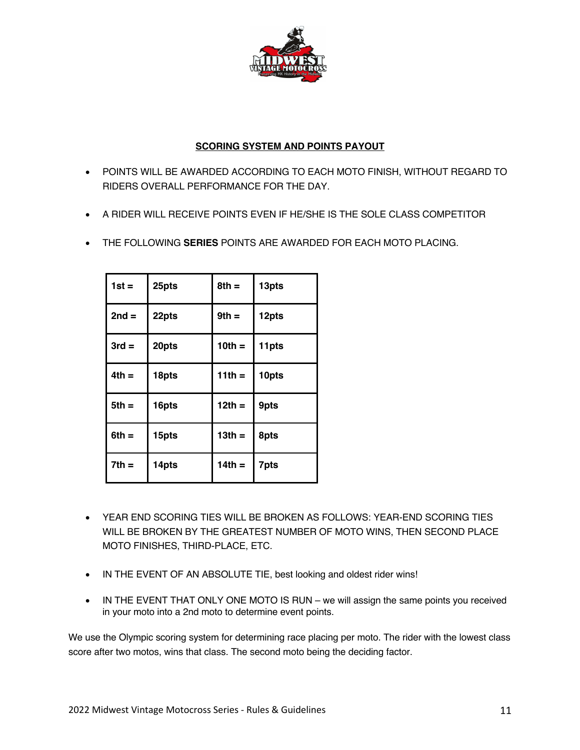## SCORING SYSTEM AND POINTS PAYOUT

- POINTS WILL BE AWARDED ACCORDING TO EACH MOTO FINISH, WITHOUT REGARD TO RIDERS OVERALL PERFORMANCE FOR THE DAY.
- A RIDER WILL RECEIVE POINTS EVEN IF HE/SHE IS THE SOLE CLASS COMPETITOR
- THE FOLLOWING **SERIES** POINTS ARE AWARDED FOR EACH MOTO PLACING.

| | | | |
|---|---|---|---|
| **1st =** | **25pts** | **8th =** | **13pts** |
| **2nd =** | **22pts** | **9th =** | **12pts** |
| **3rd =** | **20pts** | **10th =** | **11pts** |
| **4th =** | **18pts** | **11th =** | **10pts** |
| **5th =** | **16pts** | **12th =** | **9pts** |
| **6th =** | **15pts** | **13th =** | **8pts** |
| **7th =** | **14pts** | **14th =** | **7pts** |

- YEAR END SCORING TIES WILL BE BROKEN AS FOLLOWS: YEAR-END SCORING TIES WILL BE BROKEN BY THE GREATEST NUMBER OF MOTO WINS, THEN SECOND PLACE MOTO FINISHES, THIRD-PLACE, ETC.
- IN THE EVENT OF AN ABSOLUTE TIE, best looking and oldest rider wins!
- IN THE EVENT THAT ONLY ONE MOTO IS RUN – we will assign the same points you received in your moto into a 2nd moto to determine event points.

We use the Olympic scoring system for determining race placing per moto. The rider with the lowest class score after two motos, wins that class. The second moto being the deciding factor.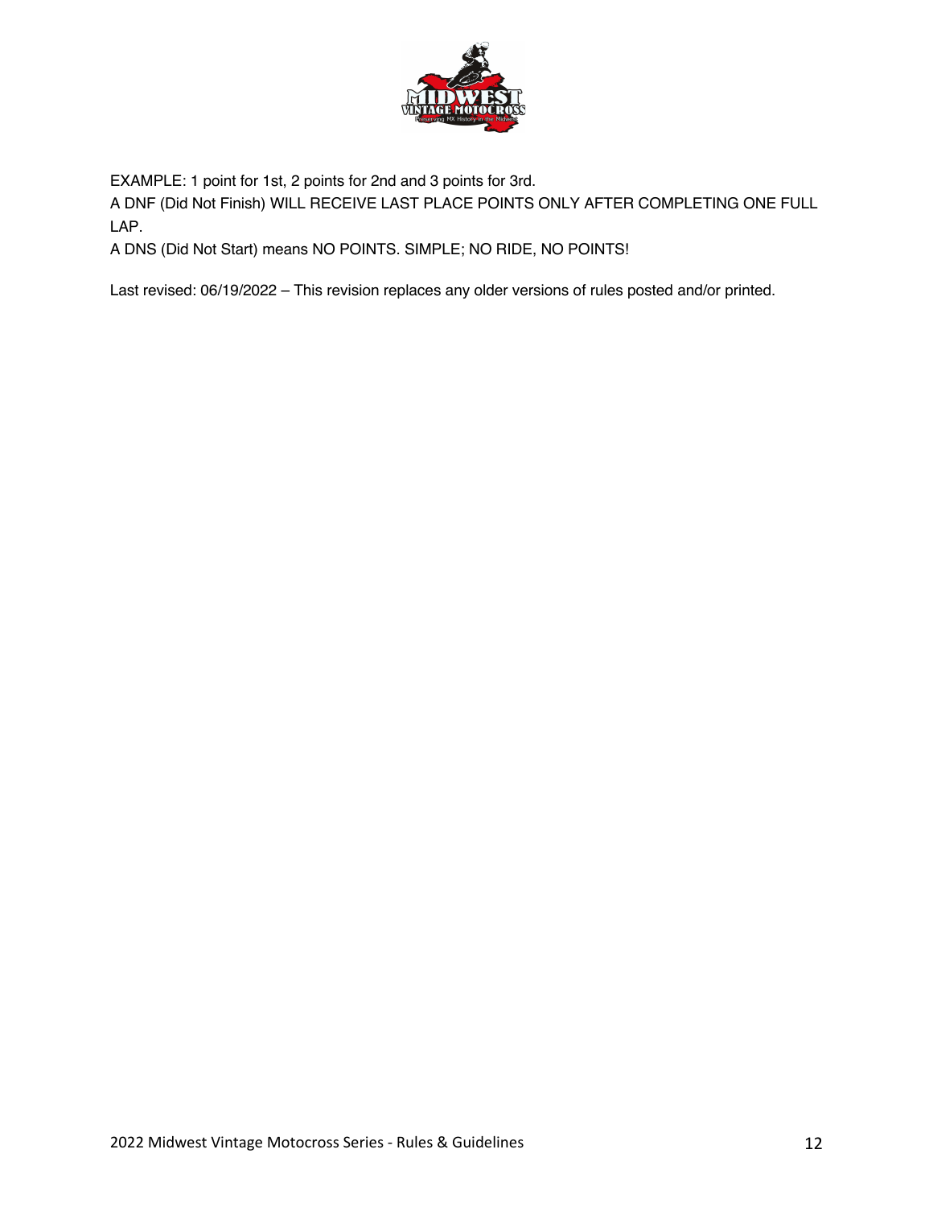EXAMPLE: 1 point for 1st, 2 points for 2nd and 3 points for 3rd.
A DNF (Did Not Finish) WILL RECEIVE LAST PLACE POINTS ONLY AFTER COMPLETING ONE FULL LAP.
A DNS (Did Not Start) means NO POINTS. SIMPLE; NO RIDE, NO POINTS!

Last revised: 06/19/2022 – This revision replaces any older versions of rules posted and/or printed.